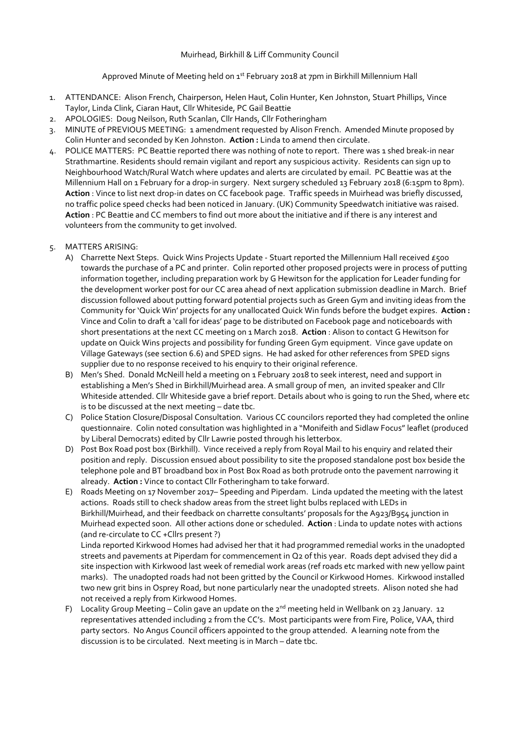Muirhead, Birkhill & Liff Community Council

Approved Minute of Meeting held on 1st February 2018 at 7pm in Birkhill Millennium Hall

1. ATTENDANCE: Alison French, Chairperson, Helen Haut, Colin Hunter, Ken Johnston, Stuart Phillips, Vince Taylor, Linda Clink, Ciaran Haut, Cllr Whiteside, PC Gail Beattie
2. APOLOGIES: Doug Neilson, Ruth Scanlan, Cllr Hands, Cllr Fotheringham
3. MINUTE of PREVIOUS MEETING: 1 amendment requested by Alison French. Amended Minute proposed by Colin Hunter and seconded by Ken Johnston. **Action :** Linda to amend then circulate.
4. POLICE MATTERS: PC Beattie reported there was nothing of note to report. There was 1 shed break-in near Strathmartine. Residents should remain vigilant and report any suspicious activity. Residents can sign up to Neighbourhood Watch/Rural Watch where updates and alerts are circulated by email. PC Beattie was at the Millennium Hall on 1 February for a drop-in surgery. Next surgery scheduled 13 February 2018 (6:15pm to 8pm). **Action** : Vince to list next drop-in dates on CC facebook page. Traffic speeds in Muirhead was briefly discussed, no traffic police speed checks had been noticed in January. (UK) Community Speedwatch initiative was raised. **Action** : PC Beattie and CC members to find out more about the initiative and if there is any interest and volunteers from the community to get involved.
5. MATTERS ARISING:
   A) Charrette Next Steps. Quick Wins Projects Update - Stuart reported the Millennium Hall received £500 towards the purchase of a PC and printer. Colin reported other proposed projects were in process of putting information together, including preparation work by G Hewitson for the application for Leader funding for the development worker post for our CC area ahead of next application submission deadline in March. Brief discussion followed about putting forward potential projects such as Green Gym and inviting ideas from the Community for 'Quick Win' projects for any unallocated Quick Win funds before the budget expires. **Action :** Vince and Colin to draft a 'call for ideas' page to be distributed on Facebook page and noticeboards with short presentations at the next CC meeting on 1 March 2018. **Action** : Alison to contact G Hewitson for update on Quick Wins projects and possibility for funding Green Gym equipment. Vince gave update on Village Gateways (see section 6.6) and SPED signs. He had asked for other references from SPED signs supplier due to no response received to his enquiry to their original reference.
   B) Men's Shed. Donald McNeill held a meeting on 1 February 2018 to seek interest, need and support in establishing a Men's Shed in Birkhill/Muirhead area. A small group of men, an invited speaker and Cllr Whiteside attended. Cllr Whiteside gave a brief report. Details about who is going to run the Shed, where etc is to be discussed at the next meeting – date tbc.
   C) Police Station Closure/Disposal Consultation. Various CC councilors reported they had completed the online questionnaire. Colin noted consultation was highlighted in a "Monifeith and Sidlaw Focus" leaflet (produced by Liberal Democrats) edited by Cllr Lawrie posted through his letterbox.
   D) Post Box Road post box (Birkhill). Vince received a reply from Royal Mail to his enquiry and related their position and reply. Discussion ensued about possibility to site the proposed standalone post box beside the telephone pole and BT broadband box in Post Box Road as both protrude onto the pavement narrowing it already. **Action :** Vince to contact Cllr Fotheringham to take forward.
   E) Roads Meeting on 17 November 2017– Speeding and Piperdam. Linda updated the meeting with the latest actions. Roads still to check shadow areas from the street light bulbs replaced with LEDs in Birkhill/Muirhead, and their feedback on charrette consultants' proposals for the A923/B954 junction in Muirhead expected soon. All other actions done or scheduled. **Action** : Linda to update notes with actions (and re-circulate to CC +Cllrs present ?)

      Linda reported Kirkwood Homes had advised her that it had programmed remedial works in the unadopted streets and pavements at Piperdam for commencement in Q2 of this year. Roads dept advised they did a site inspection with Kirkwood last week of remedial work areas (ref roads etc marked with new yellow paint marks). The unadopted roads had not been gritted by the Council or Kirkwood Homes. Kirkwood installed two new grit bins in Osprey Road, but none particularly near the unadopted streets. Alison noted she had not received a reply from Kirkwood Homes.
   F) Locality Group Meeting – Colin gave an update on the 2nd meeting held in Wellbank on 23 January. 12 representatives attended including 2 from the CC's. Most participants were from Fire, Police, VAA, third party sectors. No Angus Council officers appointed to the group attended. A learning note from the discussion is to be circulated. Next meeting is in March – date tbc.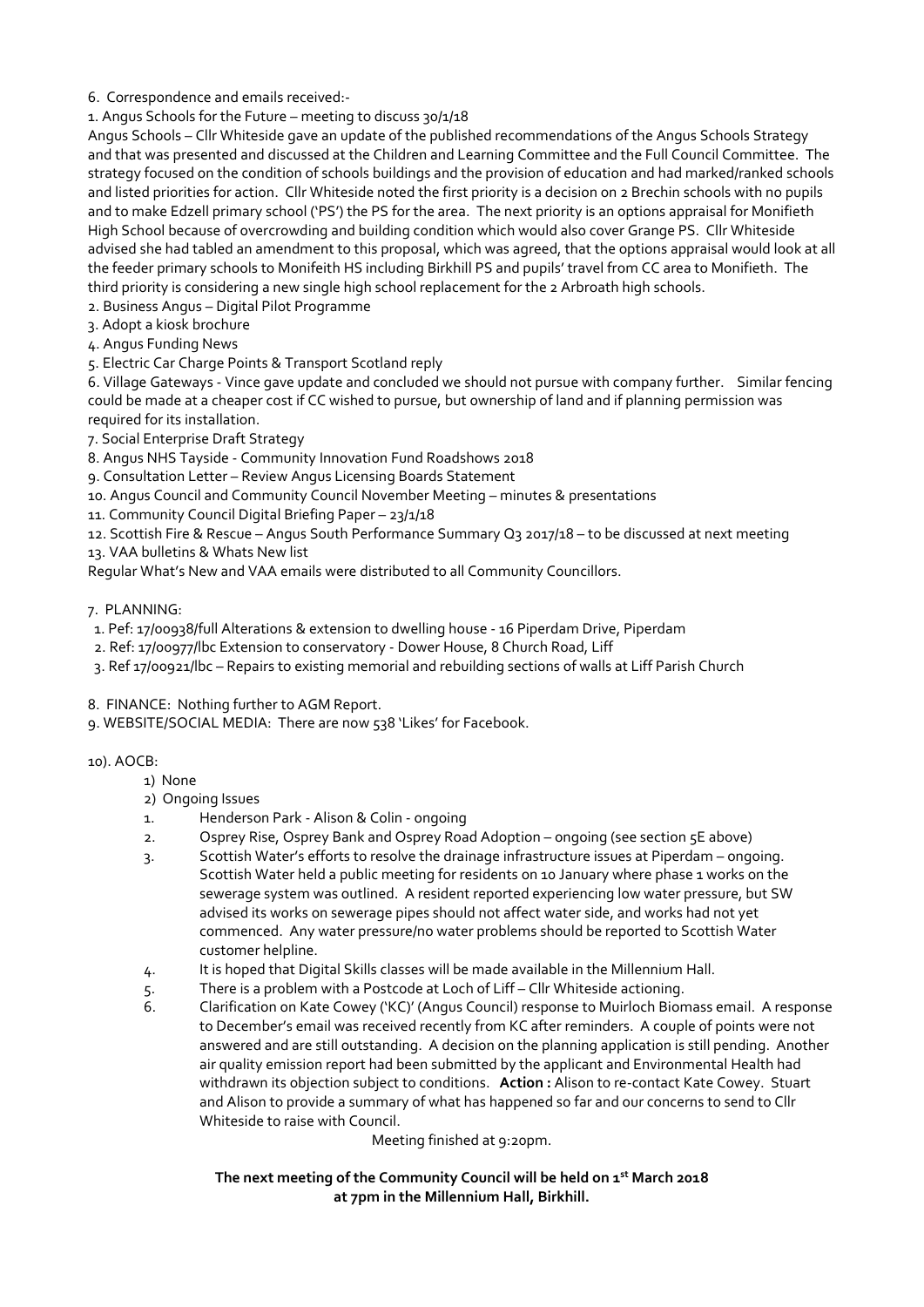6. Correspondence and emails received:-

1. Angus Schools for the Future – meeting to discuss 30/1/18

Angus Schools – Cllr Whiteside gave an update of the published recommendations of the Angus Schools Strategy and that was presented and discussed at the Children and Learning Committee and the Full Council Committee. The strategy focused on the condition of schools buildings and the provision of education and had marked/ranked schools and listed priorities for action. Cllr Whiteside noted the first priority is a decision on 2 Brechin schools with no pupils and to make Edzell primary school ('PS') the PS for the area. The next priority is an options appraisal for Monifieth High School because of overcrowding and building condition which would also cover Grange PS. Cllr Whiteside advised she had tabled an amendment to this proposal, which was agreed, that the options appraisal would look at all the feeder primary schools to Monifeith HS including Birkhill PS and pupils' travel from CC area to Monifieth. The third priority is considering a new single high school replacement for the 2 Arbroath high schools.

2. Business Angus – Digital Pilot Programme
3. Adopt a kiosk brochure
4. Angus Funding News
5. Electric Car Charge Points & Transport Scotland reply
6. Village Gateways - Vince gave update and concluded we should not pursue with company further. Similar fencing could be made at a cheaper cost if CC wished to pursue, but ownership of land and if planning permission was required for its installation.
7. Social Enterprise Draft Strategy
8. Angus NHS Tayside - Community Innovation Fund Roadshows 2018
9. Consultation Letter – Review Angus Licensing Boards Statement
10. Angus Council and Community Council November Meeting – minutes & presentations
11. Community Council Digital Briefing Paper – 23/1/18
12. Scottish Fire & Rescue – Angus South Performance Summary Q3 2017/18 – to be discussed at next meeting
13. VAA bulletins & Whats New list

Regular What's New and VAA emails were distributed to all Community Councillors.

7. PLANNING:

1. Pef: 17/00938/full Alterations & extension to dwelling house - 16 Piperdam Drive, Piperdam
2. Ref: 17/00977/lbc Extension to conservatory - Dower House, 8 Church Road, Liff
3. Ref 17/00921/lbc – Repairs to existing memorial and rebuilding sections of walls at Liff Parish Church

8. FINANCE: Nothing further to AGM Report.

9. WEBSITE/SOCIAL MEDIA: There are now 538 'Likes' for Facebook.

10). AOCB:

1) None

2) Ongoing Issues

1. Henderson Park - Alison & Colin - ongoing
2. Osprey Rise, Osprey Bank and Osprey Road Adoption – ongoing (see section 5E above)
3. Scottish Water's efforts to resolve the drainage infrastructure issues at Piperdam – ongoing. Scottish Water held a public meeting for residents on 10 January where phase 1 works on the sewerage system was outlined. A resident reported experiencing low water pressure, but SW advised its works on sewerage pipes should not affect water side, and works had not yet commenced. Any water pressure/no water problems should be reported to Scottish Water customer helpline.
4. It is hoped that Digital Skills classes will be made available in the Millennium Hall.
5. There is a problem with a Postcode at Loch of Liff – Cllr Whiteside actioning.
6. Clarification on Kate Cowey ('KC)' (Angus Council) response to Muirloch Biomass email. A response to December's email was received recently from KC after reminders. A couple of points were not answered and are still outstanding. A decision on the planning application is still pending. Another air quality emission report had been submitted by the applicant and Environmental Health had withdrawn its objection subject to conditions. **Action :** Alison to re-contact Kate Cowey. Stuart and Alison to provide a summary of what has happened so far and our concerns to send to Cllr Whiteside to raise with Council.

Meeting finished at 9:20pm.

**The next meeting of the Community Council will be held on 1st March 2018 at 7pm in the Millennium Hall, Birkhill.**